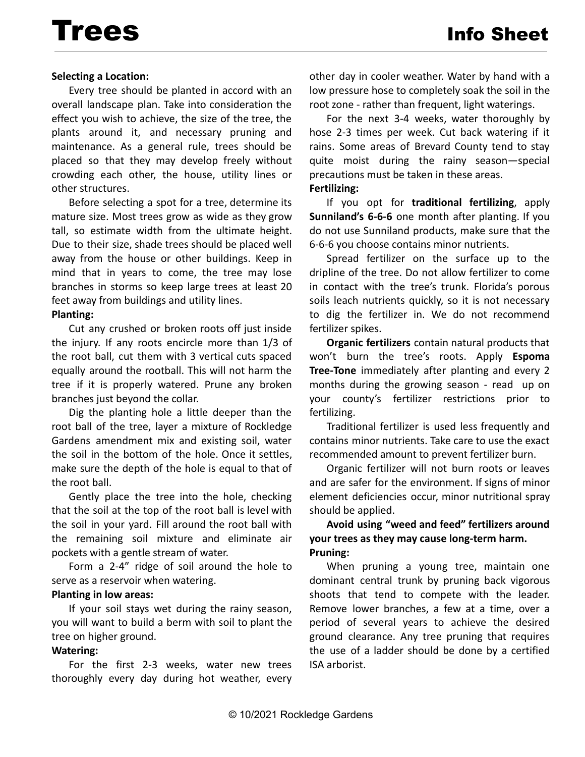# Trees

## Info Sheet

**Selecting a Location:**

Every tree should be planted in accord with an overall landscape plan. Take into consideration the effect you wish to achieve, the size of the tree, the plants around it, and necessary pruning and maintenance. As a general rule, trees should be placed so that they may develop freely without crowding each other, the house, utility lines or other structures.

Before selecting a spot for a tree, determine its mature size. Most trees grow as wide as they grow tall, so estimate width from the ultimate height. Due to their size, shade trees should be placed well away from the house or other buildings. Keep in mind that in years to come, the tree may lose branches in storms so keep large trees at least 20 feet away from buildings and utility lines.

**Planting:**

Cut any crushed or broken roots off just inside the injury. If any roots encircle more than 1/3 of the root ball, cut them with 3 vertical cuts spaced equally around the rootball. This will not harm the tree if it is properly watered. Prune any broken branches just beyond the collar.

Dig the planting hole a little deeper than the root ball of the tree, layer a mixture of Rockledge Gardens amendment mix and existing soil, water the soil in the bottom of the hole. Once it settles, make sure the depth of the hole is equal to that of the root ball.

Gently place the tree into the hole, checking that the soil at the top of the root ball is level with the soil in your yard. Fill around the root ball with the remaining soil mixture and eliminate air pockets with a gentle stream of water.

Form a 2-4" ridge of soil around the hole to serve as a reservoir when watering.

**Planting in low areas:**

If your soil stays wet during the rainy season, you will want to build a berm with soil to plant the tree on higher ground.

**Watering:**

For the first 2-3 weeks, water new trees thoroughly every day during hot weather, every other day in cooler weather. Water by hand with a low pressure hose to completely soak the soil in the root zone - rather than frequent, light waterings.

For the next 3-4 weeks, water thoroughly by hose 2-3 times per week. Cut back watering if it rains. Some areas of Brevard County tend to stay quite moist during the rainy season—special precautions must be taken in these areas.

**Fertilizing:**

If you opt for **traditional fertilizing**, apply **Sunniland's 6-6-6** one month after planting. If you do not use Sunniland products, make sure that the 6-6-6 you choose contains minor nutrients.

Spread fertilizer on the surface up to the dripline of the tree. Do not allow fertilizer to come in contact with the tree's trunk. Florida's porous soils leach nutrients quickly, so it is not necessary to dig the fertilizer in. We do not recommend fertilizer spikes.

**Organic fertilizers** contain natural products that won't burn the tree's roots. Apply **Espoma Tree-Tone** immediately after planting and every 2 months during the growing season - read up on your county's fertilizer restrictions prior to fertilizing.

Traditional fertilizer is used less frequently and contains minor nutrients. Take care to use the exact recommended amount to prevent fertilizer burn.

Organic fertilizer will not burn roots or leaves and are safer for the environment. If signs of minor element deficiencies occur, minor nutritional spray should be applied.

**Avoid using "weed and feed" fertilizers around your trees as they may cause long-term harm.**

**Pruning:**

When pruning a young tree, maintain one dominant central trunk by pruning back vigorous shoots that tend to compete with the leader. Remove lower branches, a few at a time, over a period of several years to achieve the desired ground clearance. Any tree pruning that requires the use of a ladder should be done by a certified ISA arborist.

© 10/2021 Rockledge Gardens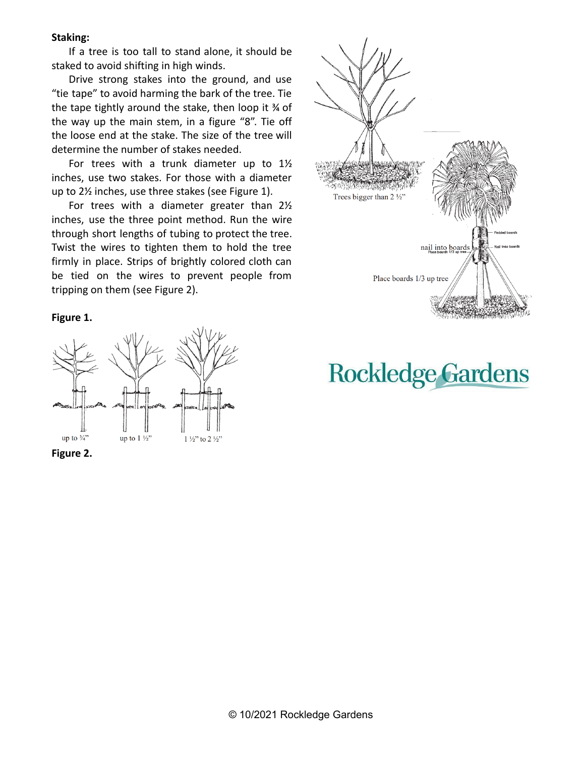**Staking:**

If a tree is too tall to stand alone, it should be staked to avoid shifting in high winds.

Drive strong stakes into the ground, and use "tie tape" to avoid harming the bark of the tree. Tie the tape tightly around the stake, then loop it ¾ of the way up the main stem, in a figure "8". Tie off the loose end at the stake. The size of the tree will determine the number of stakes needed.

For trees with a trunk diameter up to 1½ inches, use two stakes. For those with a diameter up to 2½ inches, use three stakes (see Figure 1).

For trees with a diameter greater than 2½ inches, use the three point method. Run the wire through short lengths of tubing to protect the tree. Twist the wires to tighten them to hold the tree firmly in place. Strips of brightly colored cloth can be tied on the wires to prevent people from tripping on them (see Figure 2).

**Figure 1.**

up to ¾"

up to 1 ½"

1 ½" to 2 ½"

**Figure 2.**

Trees bigger than 2 ½"

Padded boards

nail into boards

Nail into boards

Place boards 1/3 up tree

Place boards 1/3 up tree

Rockledge Gardens